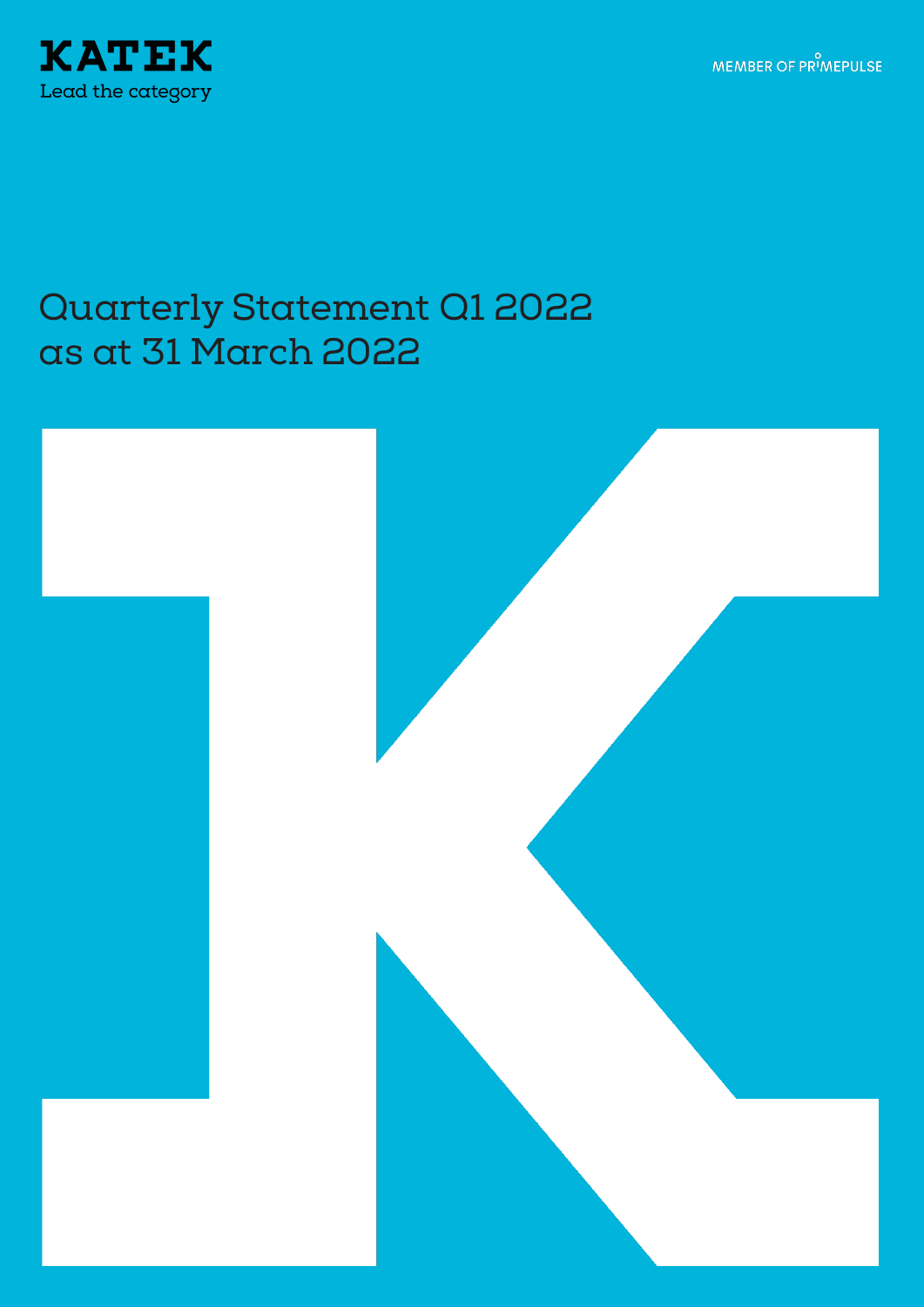KATEK

Lead the category

MEMBER OF PRIMEPULSE

# Quarterly Statement Q1 2022 as at 31 March 2022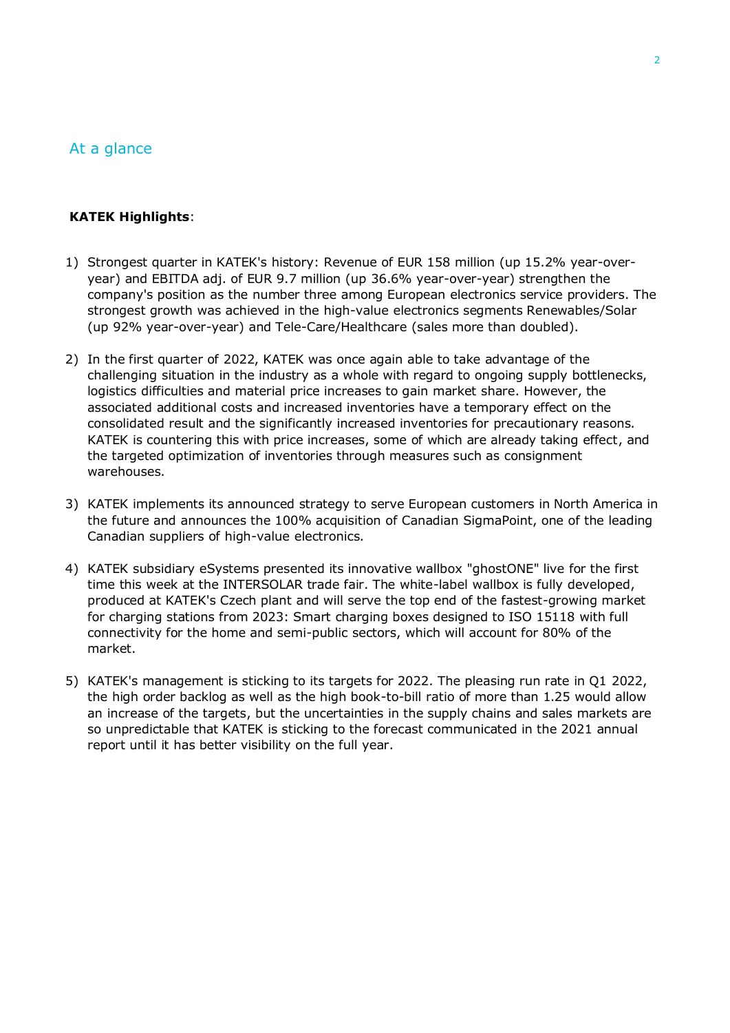## At a glance

**KATEK Highlights**:

1) Strongest quarter in KATEK's history: Revenue of EUR 158 million (up 15.2% year-over-year) and EBITDA adj. of EUR 9.7 million (up 36.6% year-over-year) strengthen the company's position as the number three among European electronics service providers. The strongest growth was achieved in the high-value electronics segments Renewables/Solar (up 92% year-over-year) and Tele-Care/Healthcare (sales more than doubled).

2) In the first quarter of 2022, KATEK was once again able to take advantage of the challenging situation in the industry as a whole with regard to ongoing supply bottlenecks, logistics difficulties and material price increases to gain market share. However, the associated additional costs and increased inventories have a temporary effect on the consolidated result and the significantly increased inventories for precautionary reasons. KATEK is countering this with price increases, some of which are already taking effect, and the targeted optimization of inventories through measures such as consignment warehouses.

3) KATEK implements its announced strategy to serve European customers in North America in the future and announces the 100% acquisition of Canadian SigmaPoint, one of the leading Canadian suppliers of high-value electronics.

4) KATEK subsidiary eSystems presented its innovative wallbox "ghostONE" live for the first time this week at the INTERSOLAR trade fair. The white-label wallbox is fully developed, produced at KATEK's Czech plant and will serve the top end of the fastest-growing market for charging stations from 2023: Smart charging boxes designed to ISO 15118 with full connectivity for the home and semi-public sectors, which will account for 80% of the market.

5) KATEK's management is sticking to its targets for 2022. The pleasing run rate in Q1 2022, the high order backlog as well as the high book-to-bill ratio of more than 1.25 would allow an increase of the targets, but the uncertainties in the supply chains and sales markets are so unpredictable that KATEK is sticking to the forecast communicated in the 2021 annual report until it has better visibility on the full year.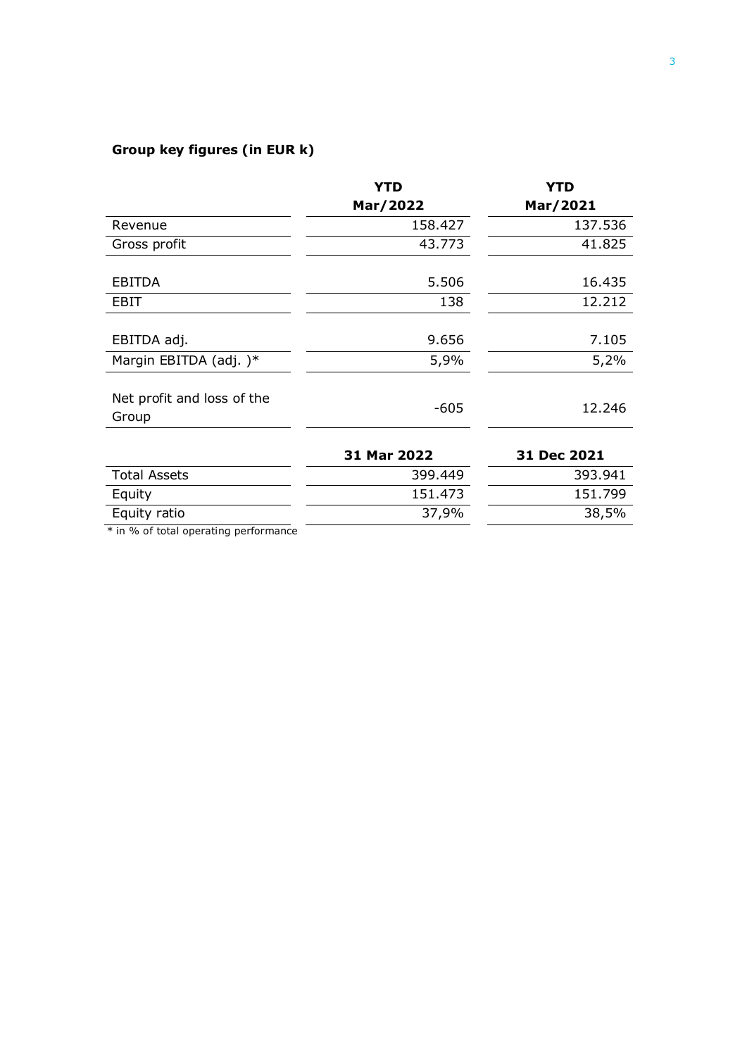**Group key figures (in EUR k)**

| | YTD Mar/2022 | YTD Mar/2021 |
|---|---|---|
| Revenue | 158.427 | 137.536 |
| Gross profit | 43.773 | 41.825 |
| EBITDA | 5.506 | 16.435 |
| EBIT | 138 | 12.212 |
| EBITDA adj. | 9.656 | 7.105 |
| Margin EBITDA (adj. )* | 5,9% | 5,2% |
| Net profit and loss of the Group | -605 | 12.246 |
| | **31 Mar 2022** | **31 Dec 2021** |
| Total Assets | 399.449 | 393.941 |
| Equity | 151.473 | 151.799 |
| Equity ratio | 37,9% | 38,5% |

* in % of total operating performance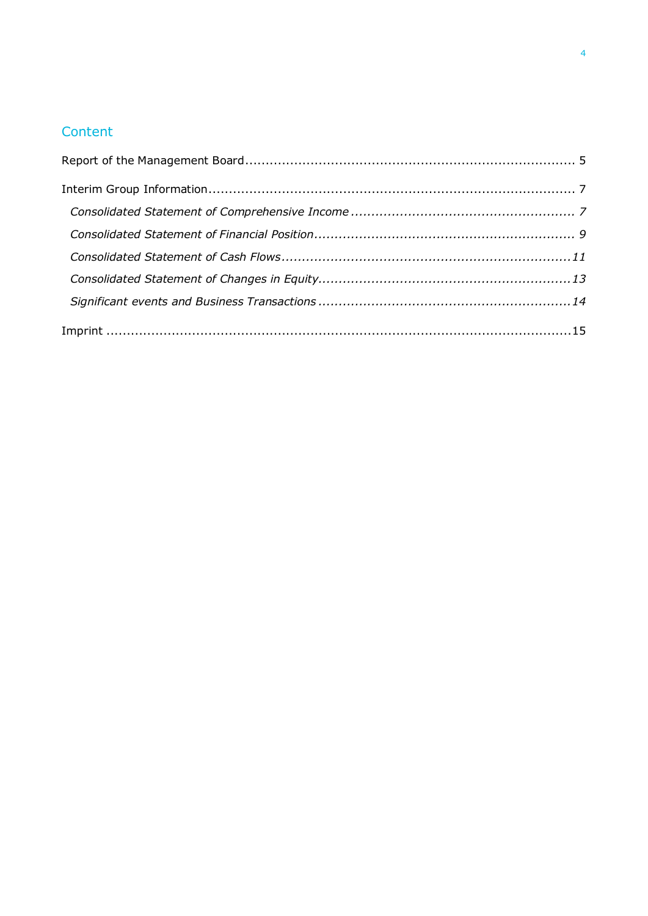## Content

Report of the Management Board ........................................................................ 5

Interim Group Information ................................................................................ 7

- *Consolidated Statement of Comprehensive Income ........................................ 7*
- *Consolidated Statement of Financial Position ................................................ 9*
- *Consolidated Statement of Cash Flows ........................................................ 11*
- *Consolidated Statement of Changes in Equity ............................................... 13*
- *Significant events and Business Transactions ............................................... 14*

Imprint ............................................................................................................ 15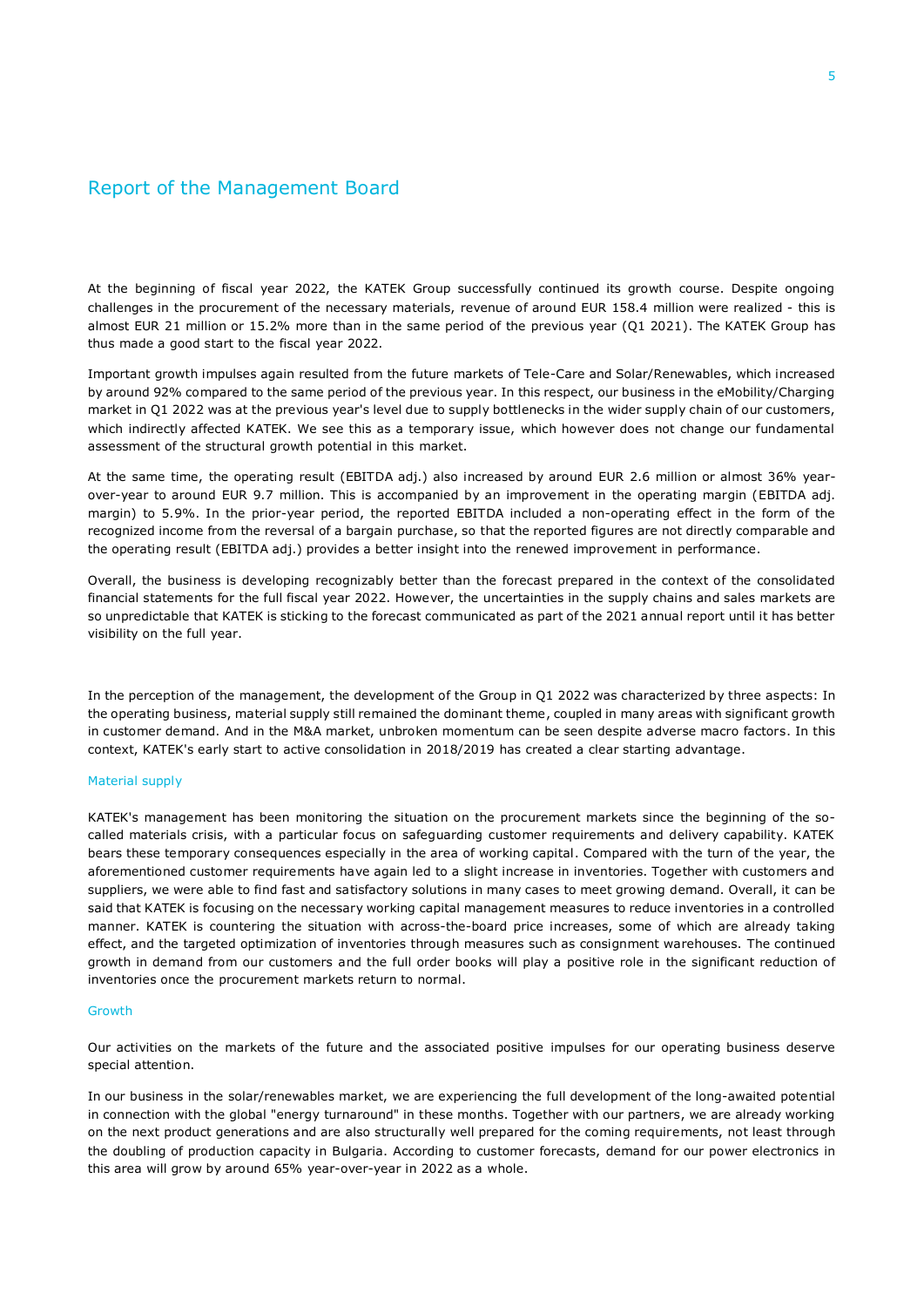# Report of the Management Board

At the beginning of fiscal year 2022, the KATEK Group successfully continued its growth course. Despite ongoing challenges in the procurement of the necessary materials, revenue of around EUR 158.4 million were realized - this is almost EUR 21 million or 15.2% more than in the same period of the previous year (Q1 2021). The KATEK Group has thus made a good start to the fiscal year 2022.

Important growth impulses again resulted from the future markets of Tele-Care and Solar/Renewables, which increased by around 92% compared to the same period of the previous year. In this respect, our business in the eMobility/Charging market in Q1 2022 was at the previous year's level due to supply bottlenecks in the wider supply chain of our customers, which indirectly affected KATEK. We see this as a temporary issue, which however does not change our fundamental assessment of the structural growth potential in this market.

At the same time, the operating result (EBITDA adj.) also increased by around EUR 2.6 million or almost 36% year-over-year to around EUR 9.7 million. This is accompanied by an improvement in the operating margin (EBITDA adj. margin) to 5.9%. In the prior-year period, the reported EBITDA included a non-operating effect in the form of the recognized income from the reversal of a bargain purchase, so that the reported figures are not directly comparable and the operating result (EBITDA adj.) provides a better insight into the renewed improvement in performance.

Overall, the business is developing recognizably better than the forecast prepared in the context of the consolidated financial statements for the full fiscal year 2022. However, the uncertainties in the supply chains and sales markets are so unpredictable that KATEK is sticking to the forecast communicated as part of the 2021 annual report until it has better visibility on the full year.

In the perception of the management, the development of the Group in Q1 2022 was characterized by three aspects: In the operating business, material supply still remained the dominant theme, coupled in many areas with significant growth in customer demand. And in the M&A market, unbroken momentum can be seen despite adverse macro factors. In this context, KATEK's early start to active consolidation in 2018/2019 has created a clear starting advantage.

## Material supply

KATEK's management has been monitoring the situation on the procurement markets since the beginning of the so-called materials crisis, with a particular focus on safeguarding customer requirements and delivery capability. KATEK bears these temporary consequences especially in the area of working capital. Compared with the turn of the year, the aforementioned customer requirements have again led to a slight increase in inventories. Together with customers and suppliers, we were able to find fast and satisfactory solutions in many cases to meet growing demand. Overall, it can be said that KATEK is focusing on the necessary working capital management measures to reduce inventories in a controlled manner. KATEK is countering the situation with across-the-board price increases, some of which are already taking effect, and the targeted optimization of inventories through measures such as consignment warehouses. The continued growth in demand from our customers and the full order books will play a positive role in the significant reduction of inventories once the procurement markets return to normal.

## Growth

Our activities on the markets of the future and the associated positive impulses for our operating business deserve special attention.

In our business in the solar/renewables market, we are experiencing the full development of the long-awaited potential in connection with the global "energy turnaround" in these months. Together with our partners, we are already working on the next product generations and are also structurally well prepared for the coming requirements, not least through the doubling of production capacity in Bulgaria. According to customer forecasts, demand for our power electronics in this area will grow by around 65% year-over-year in 2022 as a whole.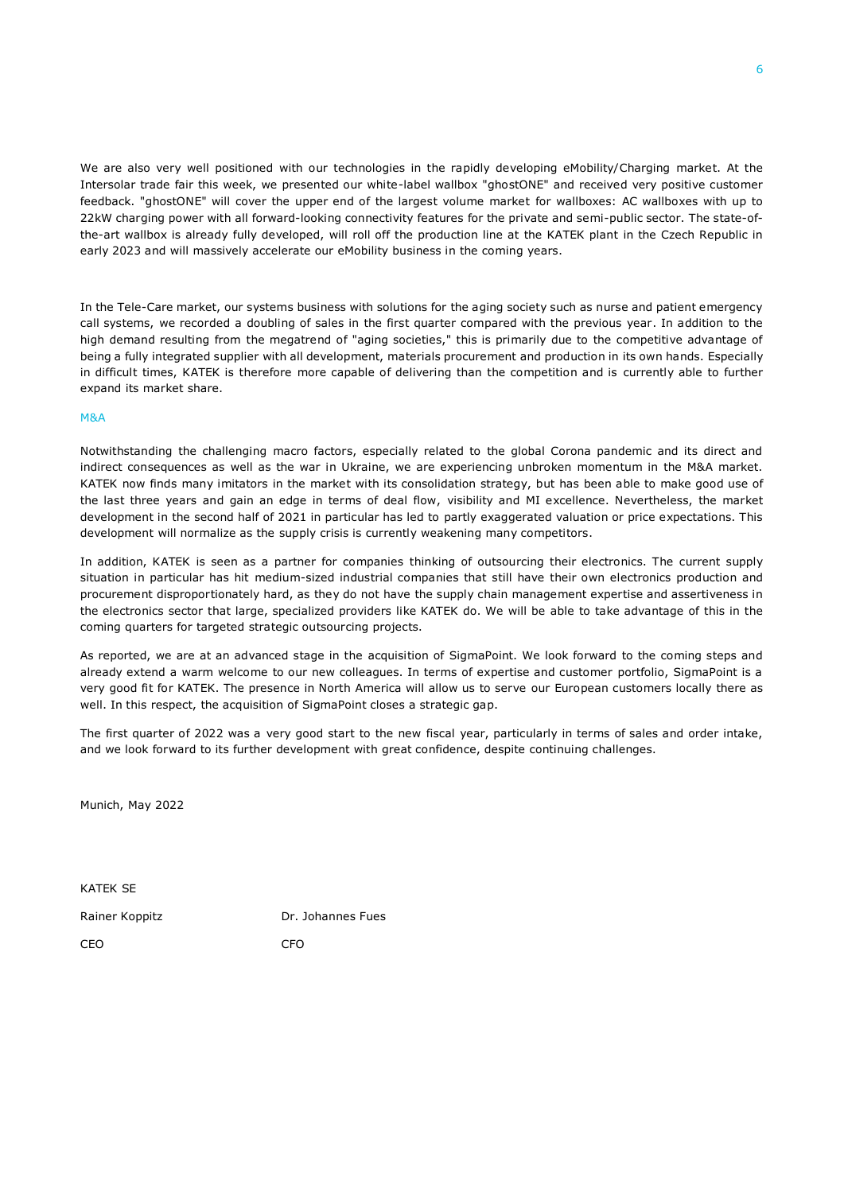We are also very well positioned with our technologies in the rapidly developing eMobility/Charging market. At the Intersolar trade fair this week, we presented our white-label wallbox "ghostONE" and received very positive customer feedback. "ghostONE" will cover the upper end of the largest volume market for wallboxes: AC wallboxes with up to 22kW charging power with all forward-looking connectivity features for the private and semi-public sector. The state-of-the-art wallbox is already fully developed, will roll off the production line at the KATEK plant in the Czech Republic in early 2023 and will massively accelerate our eMobility business in the coming years.

In the Tele-Care market, our systems business with solutions for the aging society such as nurse and patient emergency call systems, we recorded a doubling of sales in the first quarter compared with the previous year. In addition to the high demand resulting from the megatrend of "aging societies," this is primarily due to the competitive advantage of being a fully integrated supplier with all development, materials procurement and production in its own hands. Especially in difficult times, KATEK is therefore more capable of delivering than the competition and is currently able to further expand its market share.

## M&A

Notwithstanding the challenging macro factors, especially related to the global Corona pandemic and its direct and indirect consequences as well as the war in Ukraine, we are experiencing unbroken momentum in the M&A market. KATEK now finds many imitators in the market with its consolidation strategy, but has been able to make good use of the last three years and gain an edge in terms of deal flow, visibility and MI excellence. Nevertheless, the market development in the second half of 2021 in particular has led to partly exaggerated valuation or price expectations. This development will normalize as the supply crisis is currently weakening many competitors.

In addition, KATEK is seen as a partner for companies thinking of outsourcing their electronics. The current supply situation in particular has hit medium-sized industrial companies that still have their own electronics production and procurement disproportionately hard, as they do not have the supply chain management expertise and assertiveness in the electronics sector that large, specialized providers like KATEK do. We will be able to take advantage of this in the coming quarters for targeted strategic outsourcing projects.

As reported, we are at an advanced stage in the acquisition of SigmaPoint. We look forward to the coming steps and already extend a warm welcome to our new colleagues. In terms of expertise and customer portfolio, SigmaPoint is a very good fit for KATEK. The presence in North America will allow us to serve our European customers locally there as well. In this respect, the acquisition of SigmaPoint closes a strategic gap.

The first quarter of 2022 was a very good start to the new fiscal year, particularly in terms of sales and order intake, and we look forward to its further development with great confidence, despite continuing challenges.

Munich, May 2022

KATEK SE

| Rainer Koppitz | Dr. Johannes Fues |
|---|---|
| CEO | CFO |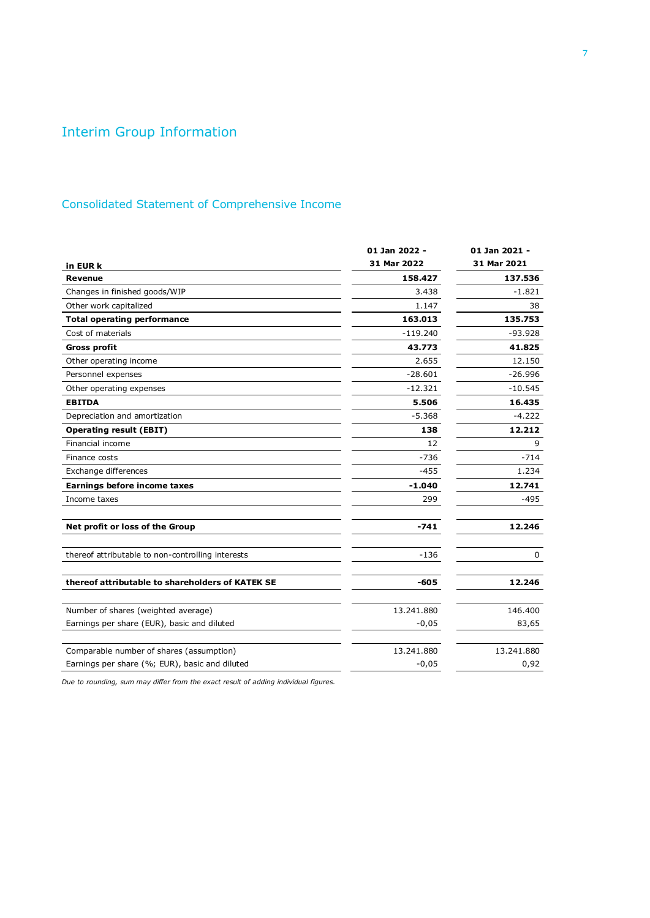# Interim Group Information

## Consolidated Statement of Comprehensive Income

| in EUR k | 01 Jan 2022 - 31 Mar 2022 | 01 Jan 2021 - 31 Mar 2021 |
|---|---|---|
| **Revenue** | **158.427** | **137.536** |
| Changes in finished goods/WIP | 3.438 | -1.821 |
| Other work capitalized | 1.147 | 38 |
| **Total operating performance** | **163.013** | **135.753** |
| Cost of materials | -119.240 | -93.928 |
| **Gross profit** | **43.773** | **41.825** |
| Other operating income | 2.655 | 12.150 |
| Personnel expenses | -28.601 | -26.996 |
| Other operating expenses | -12.321 | -10.545 |
| **EBITDA** | **5.506** | **16.435** |
| Depreciation and amortization | -5.368 | -4.222 |
| **Operating result (EBIT)** | **138** | **12.212** |
| Financial income | 12 | 9 |
| Finance costs | -736 | -714 |
| Exchange differences | -455 | 1.234 |
| **Earnings before income taxes** | **-1.040** | **12.741** |
| Income taxes | 299 | -495 |
| **Net profit or loss of the Group** | **-741** | **12.246** |
| thereof attributable to non-controlling interests | -136 | 0 |
| **thereof attributable to shareholders of KATEK SE** | **-605** | **12.246** |
| Number of shares (weighted average) | 13.241.880 | 146.400 |
| Earnings per share (EUR), basic and diluted | -0,05 | 83,65 |
| Comparable number of shares (assumption) | 13.241.880 | 13.241.880 |
| Earnings per share (%; EUR), basic and diluted | -0,05 | 0,92 |

*Due to rounding, sum may differ from the exact result of adding individual figures.*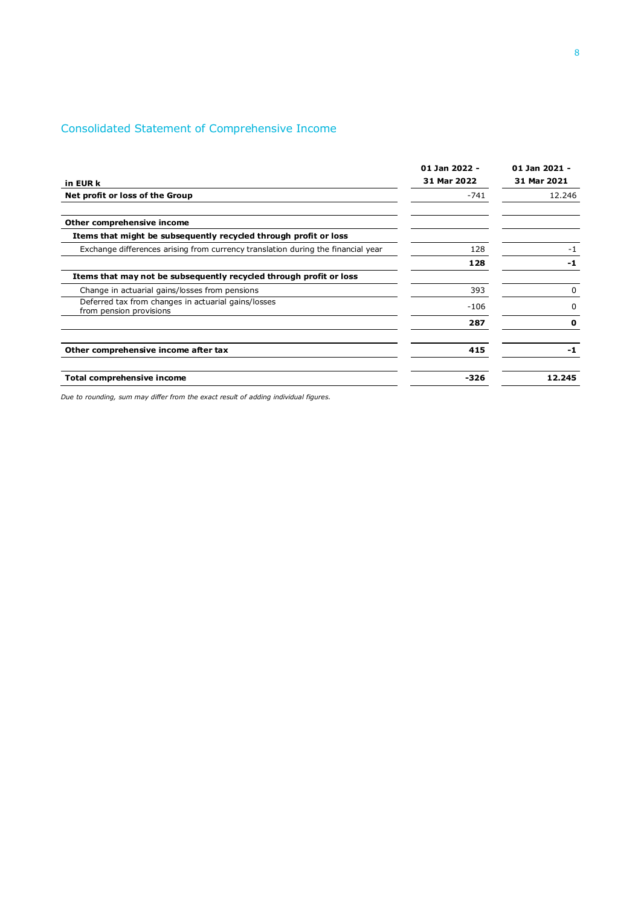## Consolidated Statement of Comprehensive Income

| in EUR k | 01 Jan 2022 - 31 Mar 2022 | 01 Jan 2021 - 31 Mar 2021 |
|---|---|---|
| **Net profit or loss of the Group** | -741 | 12.246 |
| | | |
| **Other comprehensive income** | | |
| **Items that might be subsequently recycled through profit or loss** | | |
| Exchange differences arising from currency translation during the financial year | 128 | -1 |
| | **128** | **-1** |
| **Items that may not be subsequently recycled through profit or loss** | | |
| Change in actuarial gains/losses from pensions | 393 | 0 |
| Deferred tax from changes in actuarial gains/losses from pension provisions | -106 | 0 |
| | **287** | **0** |
| | | |
| **Other comprehensive income after tax** | **415** | **-1** |
| | | |
| **Total comprehensive income** | **-326** | **12.245** |

*Due to rounding, sum may differ from the exact result of adding individual figures.*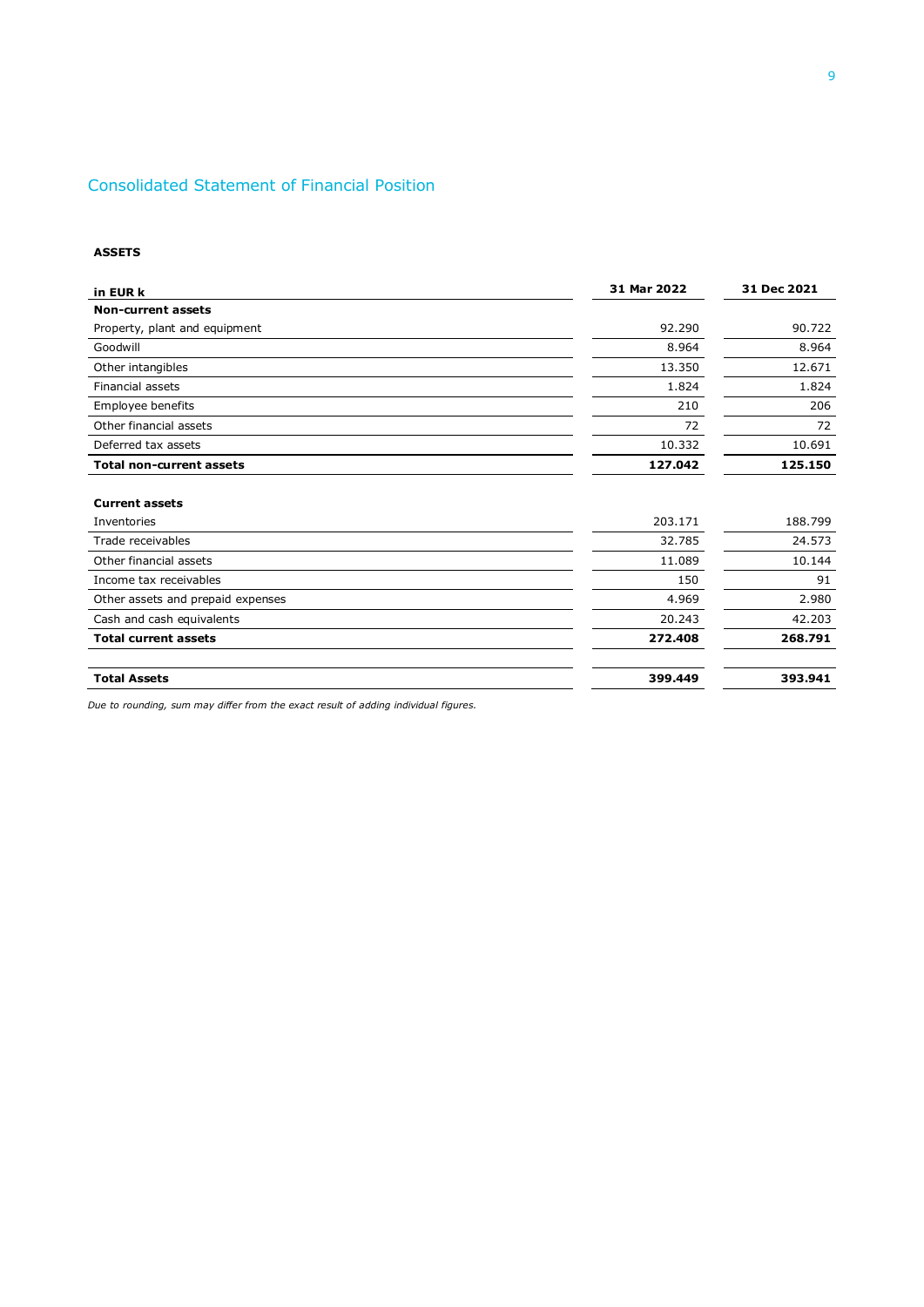## Consolidated Statement of Financial Position

**ASSETS**

| in EUR k | 31 Mar 2022 | 31 Dec 2021 |
|---|---|---|
| **Non-current assets** | | |
| Property, plant and equipment | 92.290 | 90.722 |
| Goodwill | 8.964 | 8.964 |
| Other intangibles | 13.350 | 12.671 |
| Financial assets | 1.824 | 1.824 |
| Employee benefits | 210 | 206 |
| Other financial assets | 72 | 72 |
| Deferred tax assets | 10.332 | 10.691 |
| **Total non-current assets** | **127.042** | **125.150** |
| | | |
| **Current assets** | | |
| Inventories | 203.171 | 188.799 |
| Trade receivables | 32.785 | 24.573 |
| Other financial assets | 11.089 | 10.144 |
| Income tax receivables | 150 | 91 |
| Other assets and prepaid expenses | 4.969 | 2.980 |
| Cash and cash equivalents | 20.243 | 42.203 |
| **Total current assets** | **272.408** | **268.791** |
| | | |
| **Total Assets** | **399.449** | **393.941** |

*Due to rounding, sum may differ from the exact result of adding individual figures.*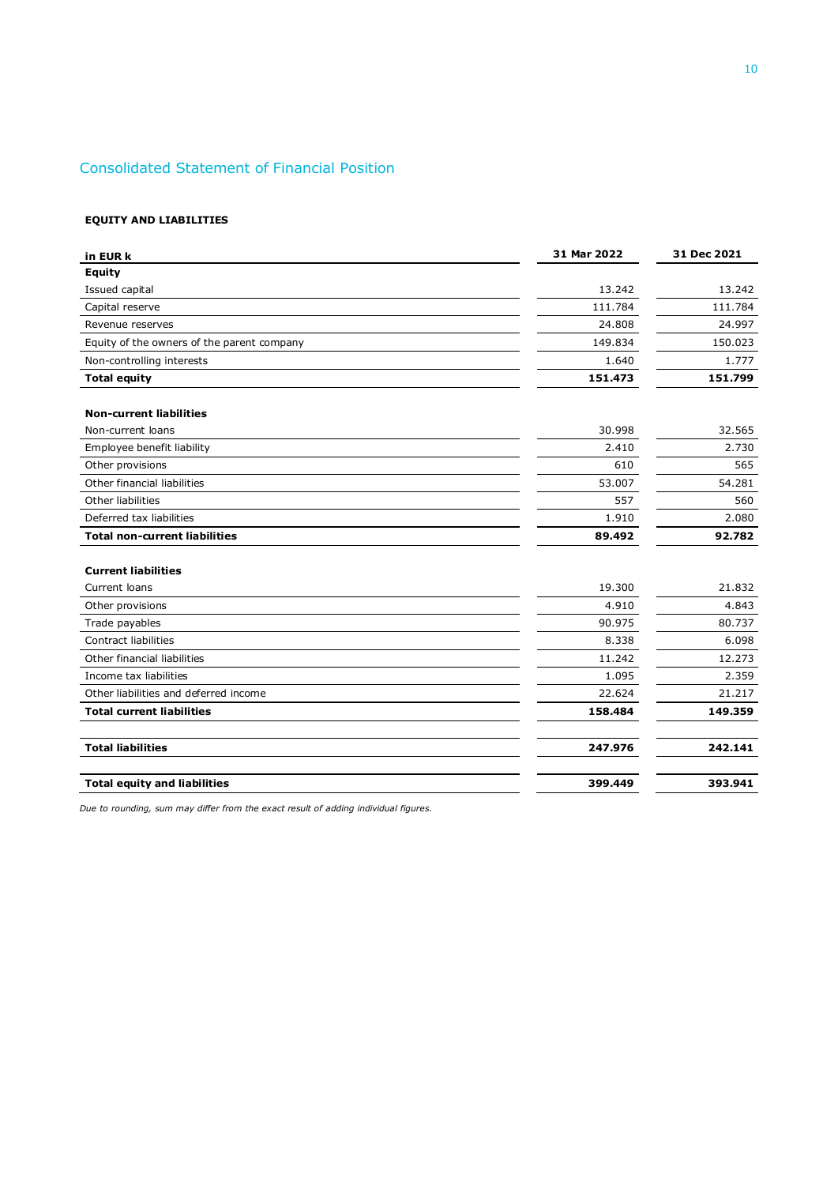## Consolidated Statement of Financial Position

**EQUITY AND LIABILITIES**

| in EUR k | 31 Mar 2022 | 31 Dec 2021 |
|---|---|---|
| **Equity** | | |
| Issued capital | 13.242 | 13.242 |
| Capital reserve | 111.784 | 111.784 |
| Revenue reserves | 24.808 | 24.997 |
| Equity of the owners of the parent company | 149.834 | 150.023 |
| Non-controlling interests | 1.640 | 1.777 |
| **Total equity** | **151.473** | **151.799** |
| | | |
| **Non-current liabilities** | | |
| Non-current loans | 30.998 | 32.565 |
| Employee benefit liability | 2.410 | 2.730 |
| Other provisions | 610 | 565 |
| Other financial liabilities | 53.007 | 54.281 |
| Other liabilities | 557 | 560 |
| Deferred tax liabilities | 1.910 | 2.080 |
| **Total non-current liabilities** | **89.492** | **92.782** |
| | | |
| **Current liabilities** | | |
| Current loans | 19.300 | 21.832 |
| Other provisions | 4.910 | 4.843 |
| Trade payables | 90.975 | 80.737 |
| Contract liabilities | 8.338 | 6.098 |
| Other financial liabilities | 11.242 | 12.273 |
| Income tax liabilities | 1.095 | 2.359 |
| Other liabilities and deferred income | 22.624 | 21.217 |
| **Total current liabilities** | **158.484** | **149.359** |
| | | |
| **Total liabilities** | **247.976** | **242.141** |
| | | |
| **Total equity and liabilities** | **399.449** | **393.941** |

*Due to rounding, sum may differ from the exact result of adding individual figures.*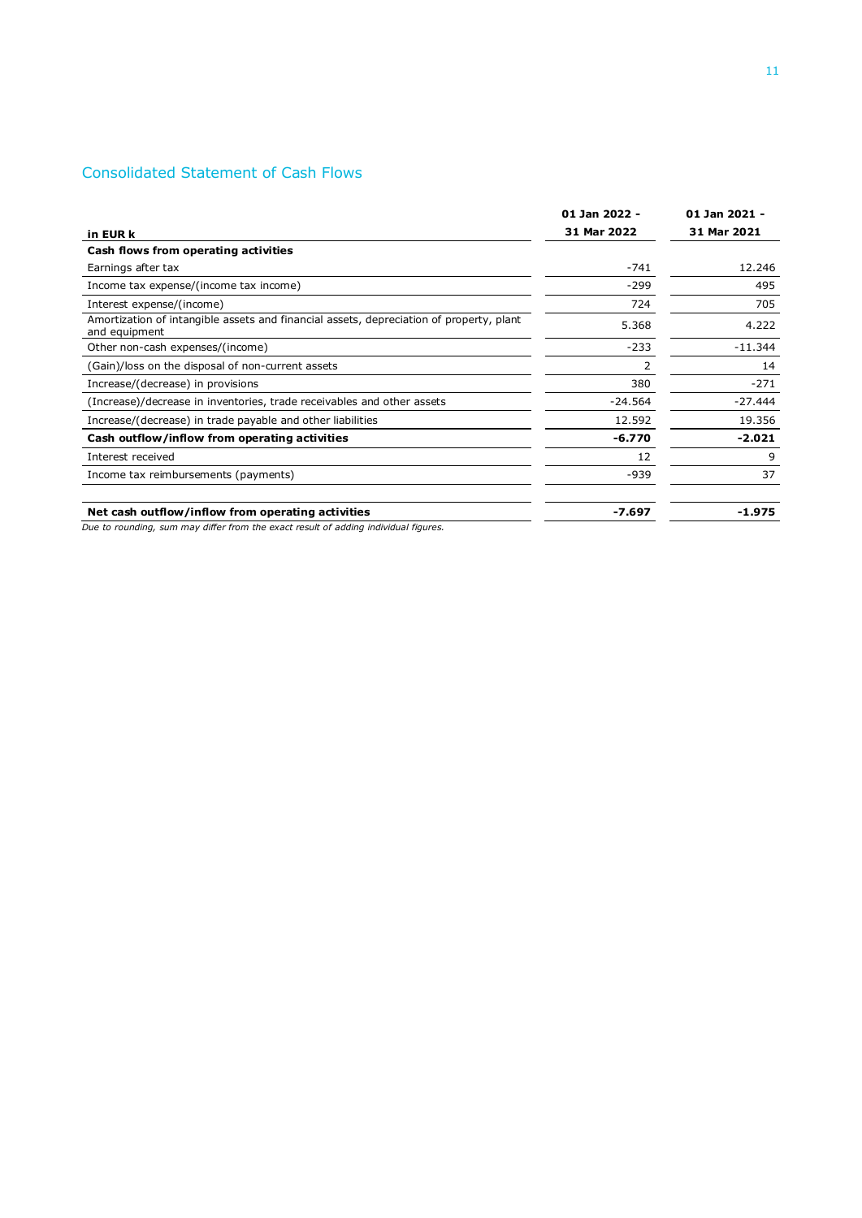## Consolidated Statement of Cash Flows

| in EUR k | 01 Jan 2022 - 31 Mar 2022 | 01 Jan 2021 - 31 Mar 2021 |
|---|---|---|
| **Cash flows from operating activities** | | |
| Earnings after tax | -741 | 12.246 |
| Income tax expense/(income tax income) | -299 | 495 |
| Interest expense/(income) | 724 | 705 |
| Amortization of intangible assets and financial assets, depreciation of property, plant and equipment | 5.368 | 4.222 |
| Other non-cash expenses/(income) | -233 | -11.344 |
| (Gain)/loss on the disposal of non-current assets | 2 | 14 |
| Increase/(decrease) in provisions | 380 | -271 |
| (Increase)/decrease in inventories, trade receivables and other assets | -24.564 | -27.444 |
| Increase/(decrease) in trade payable and other liabilities | 12.592 | 19.356 |
| **Cash outflow/inflow from operating activities** | **-6.770** | **-2.021** |
| Interest received | 12 | 9 |
| Income tax reimbursements (payments) | -939 | 37 |
| | | |
| **Net cash outflow/inflow from operating activities** | **-7.697** | **-1.975** |

*Due to rounding, sum may differ from the exact result of adding individual figures.*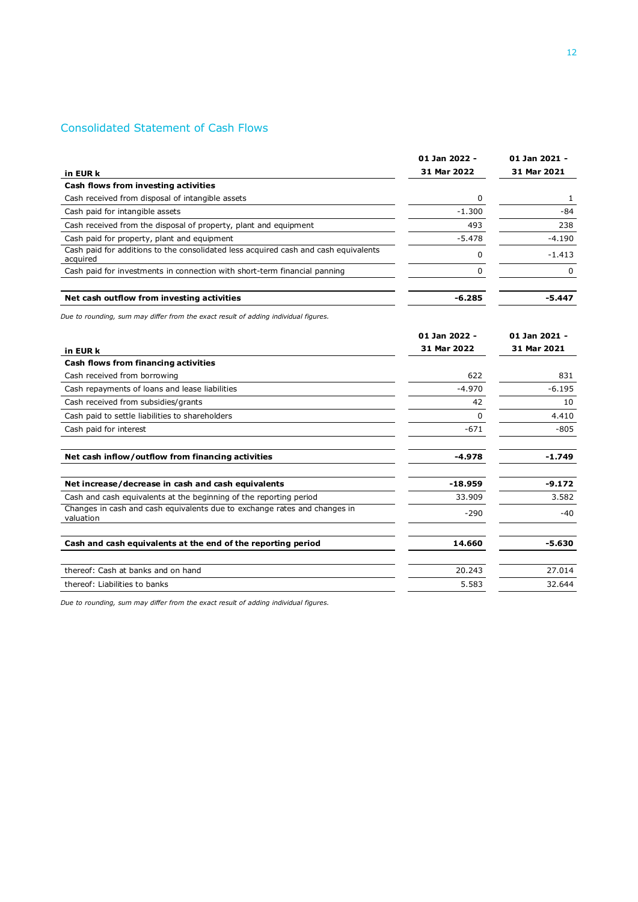## Consolidated Statement of Cash Flows

| in EUR k | 01 Jan 2022 - 31 Mar 2022 | 01 Jan 2021 - 31 Mar 2021 |
|---|---|---|
| **Cash flows from investing activities** | | |
| Cash received from disposal of intangible assets | 0 | 1 |
| Cash paid for intangible assets | -1.300 | -84 |
| Cash received from the disposal of property, plant and equipment | 493 | 238 |
| Cash paid for property, plant and equipment | -5.478 | -4.190 |
| Cash paid for additions to the consolidated less acquired cash and cash equivalents acquired | 0 | -1.413 |
| Cash paid for investments in connection with short-term financial panning | 0 | 0 |
| **Net cash outflow from investing activities** | **-6.285** | **-5.447** |

*Due to rounding, sum may differ from the exact result of adding individual figures.*

| in EUR k | 01 Jan 2022 - 31 Mar 2022 | 01 Jan 2021 - 31 Mar 2021 |
|---|---|---|
| **Cash flows from financing activities** | | |
| Cash received from borrowing | 622 | 831 |
| Cash repayments of loans and lease liabilities | -4.970 | -6.195 |
| Cash received from subsidies/grants | 42 | 10 |
| Cash paid to settle liabilities to shareholders | 0 | 4.410 |
| Cash paid for interest | -671 | -805 |
| **Net cash inflow/outflow from financing activities** | **-4.978** | **-1.749** |
| **Net increase/decrease in cash and cash equivalents** | **-18.959** | **-9.172** |
| Cash and cash equivalents at the beginning of the reporting period | 33.909 | 3.582 |
| Changes in cash and cash equivalents due to exchange rates and changes in valuation | -290 | -40 |
| **Cash and cash equivalents at the end of the reporting period** | **14.660** | **-5.630** |
| thereof: Cash at banks and on hand | 20.243 | 27.014 |
| thereof: Liabilities to banks | 5.583 | 32.644 |

*Due to rounding, sum may differ from the exact result of adding individual figures.*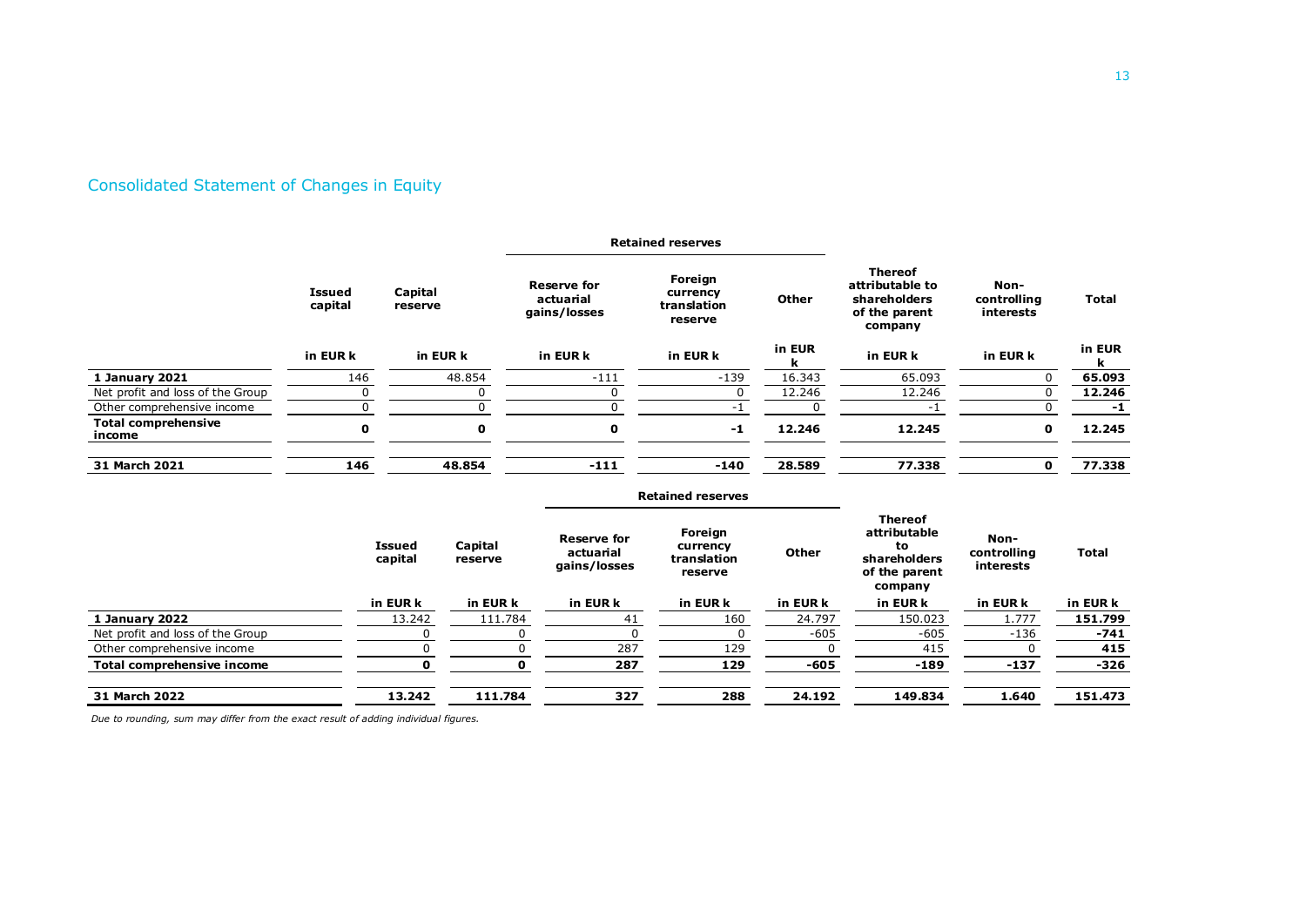## Consolidated Statement of Changes in Equity

| | Issued capital | Capital reserve | Retained reserves | | | Thereof attributable to shareholders of the parent company | Non-controlling interests | Total |
|---|---|---|---|---|---|---|---|---|
| | | | Reserve for actuarial gains/losses | Foreign currency translation reserve | Other | | | |
| | in EUR k | in EUR k | in EUR k | in EUR k | in EUR k | in EUR k | in EUR k | in EUR k |
| **1 January 2021** | 146 | 48.854 | -111 | -139 | 16.343 | 65.093 | 0 | **65.093** |
| Net profit and loss of the Group | 0 | 0 | 0 | 0 | 12.246 | 12.246 | 0 | **12.246** |
| Other comprehensive income | 0 | 0 | 0 | -1 | 0 | -1 | 0 | **-1** |
| **Total comprehensive income** | **0** | **0** | **0** | **-1** | **12.246** | **12.245** | **0** | **12.245** |
| **31 March 2021** | **146** | **48.854** | **-111** | **-140** | **28.589** | **77.338** | **0** | **77.338** |

| | Issued capital | Capital reserve | Retained reserves | | | Thereof attributable to shareholders of the parent company | Non-controlling interests | Total |
|---|---|---|---|---|---|---|---|---|
| | | | Reserve for actuarial gains/losses | Foreign currency translation reserve | Other | | | |
| | in EUR k | in EUR k | in EUR k | in EUR k | in EUR k | in EUR k | in EUR k | in EUR k |
| **1 January 2022** | 13.242 | 111.784 | 41 | 160 | 24.797 | 150.023 | 1.777 | **151.799** |
| Net profit and loss of the Group | 0 | 0 | 0 | 0 | -605 | -605 | -136 | **-741** |
| Other comprehensive income | 0 | 0 | 287 | 129 | 0 | 415 | 0 | **415** |
| **Total comprehensive income** | **0** | **0** | **287** | **129** | **-605** | **-189** | **-137** | **-326** |
| **31 March 2022** | **13.242** | **111.784** | **327** | **288** | **24.192** | **149.834** | **1.640** | **151.473** |

*Due to rounding, sum may differ from the exact result of adding individual figures.*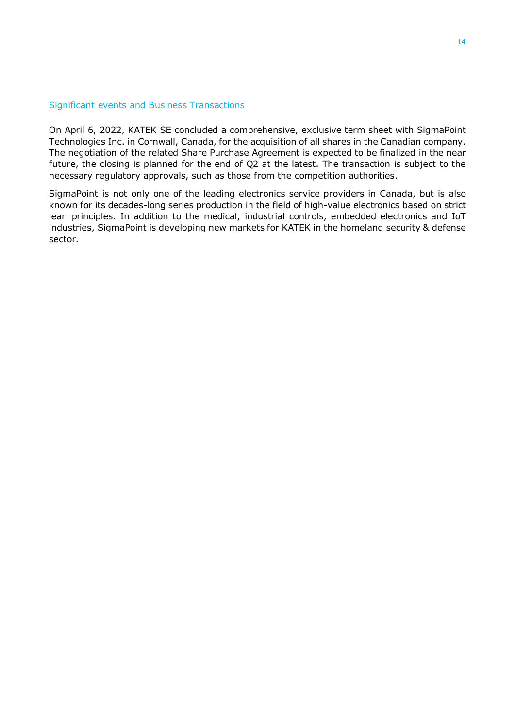## Significant events and Business Transactions

On April 6, 2022, KATEK SE concluded a comprehensive, exclusive term sheet with SigmaPoint Technologies Inc. in Cornwall, Canada, for the acquisition of all shares in the Canadian company. The negotiation of the related Share Purchase Agreement is expected to be finalized in the near future, the closing is planned for the end of Q2 at the latest. The transaction is subject to the necessary regulatory approvals, such as those from the competition authorities.

SigmaPoint is not only one of the leading electronics service providers in Canada, but is also known for its decades-long series production in the field of high-value electronics based on strict lean principles. In addition to the medical, industrial controls, embedded electronics and IoT industries, SigmaPoint is developing new markets for KATEK in the homeland security & defense sector.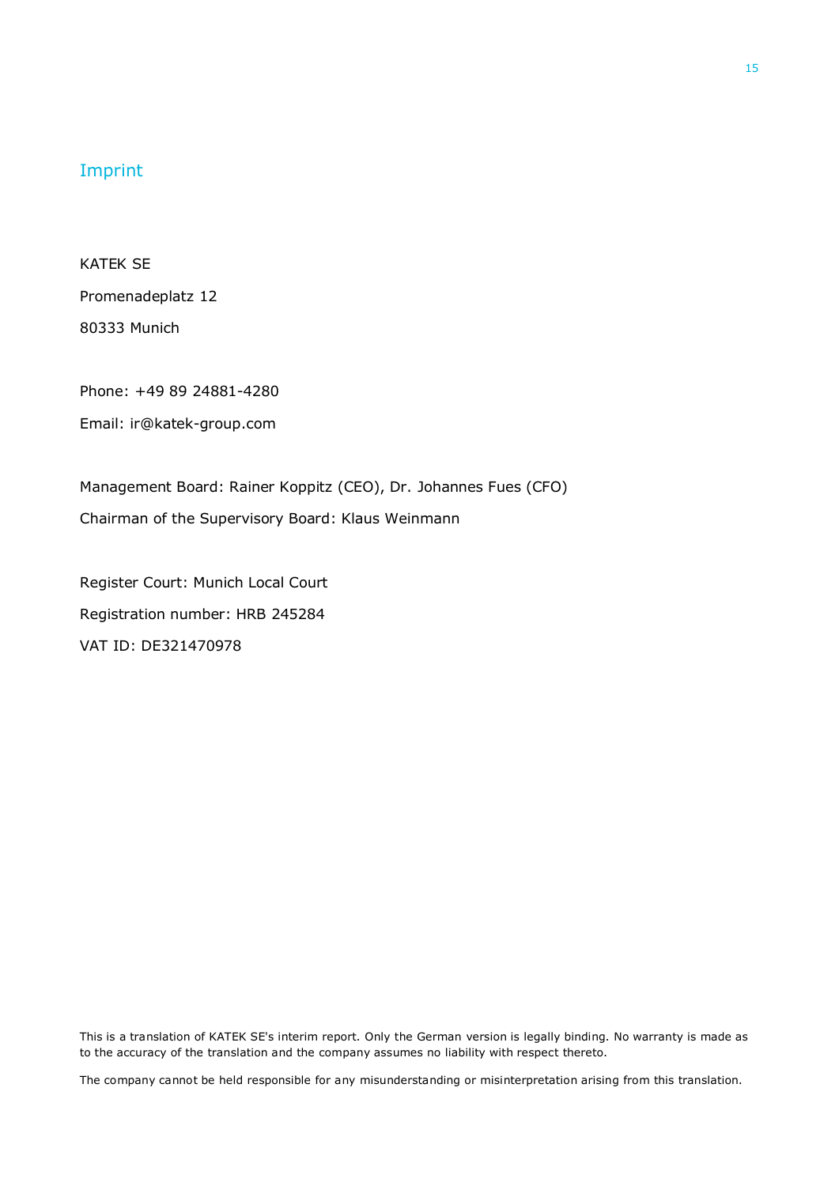# Imprint

KATEK SE

Promenadeplatz 12

80333 Munich

Phone: +49 89 24881-4280

Email: ir@katek-group.com

Management Board: Rainer Koppitz (CEO), Dr. Johannes Fues (CFO)

Chairman of the Supervisory Board: Klaus Weinmann

Register Court: Munich Local Court

Registration number: HRB 245284

VAT ID: DE321470978

This is a translation of KATEK SE's interim report. Only the German version is legally binding. No warranty is made as to the accuracy of the translation and the company assumes no liability with respect thereto.

The company cannot be held responsible for any misunderstanding or misinterpretation arising from this translation.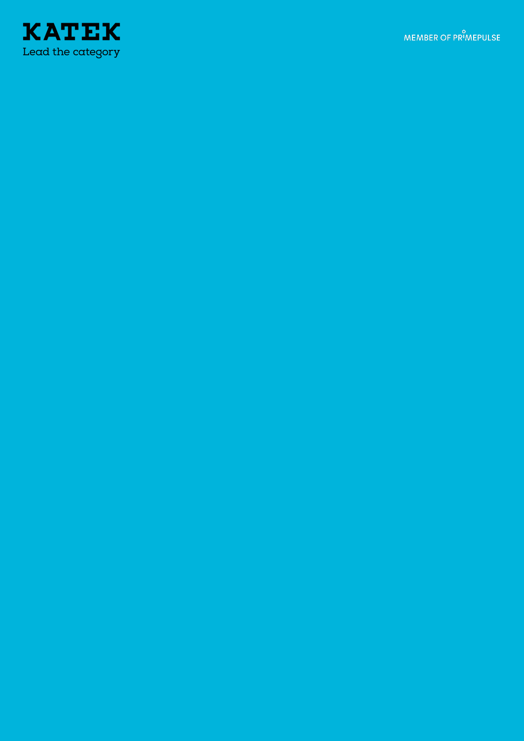KATEK

Lead the category

MEMBER OF PRIMEPULSE